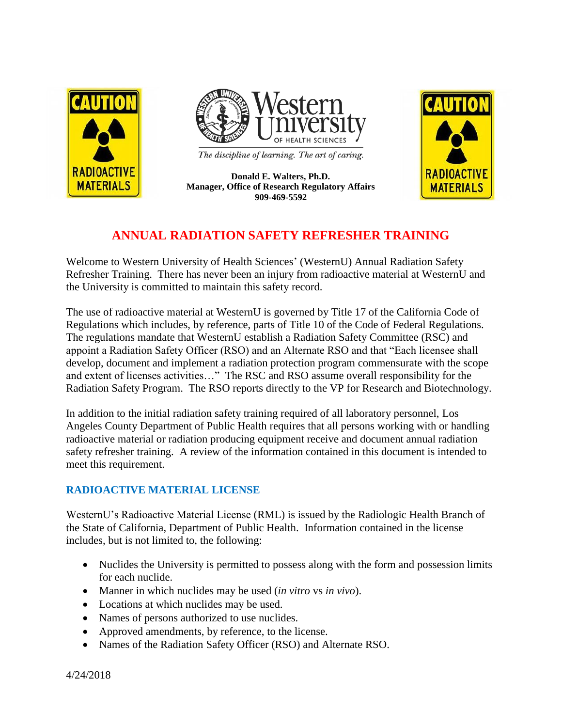Donald E. Walters, Ph.D.
Manager, Office of Research Regulatory Affairs
909-469-5592

# ANNUAL RADIATION SAFETY REFRESHER TRAINING

Welcome to Western University of Health Sciences' (WesternU) Annual Radiation Safety Refresher Training. There has never been an injury from radioactive material at WesternU and the University is committed to maintain this safety record.

The use of radioactive material at WesternU is governed by Title 17 of the California Code of Regulations which includes, by reference, parts of Title 10 of the Code of Federal Regulations. The regulations mandate that WesternU establish a Radiation Safety Committee (RSC) and appoint a Radiation Safety Officer (RSO) and an Alternate RSO and that "Each licensee shall develop, document and implement a radiation protection program commensurate with the scope and extent of licenses activities…" The RSC and RSO assume overall responsibility for the Radiation Safety Program. The RSO reports directly to the VP for Research and Biotechnology.

In addition to the initial radiation safety training required of all laboratory personnel, Los Angeles County Department of Public Health requires that all persons working with or handling radioactive material or radiation producing equipment receive and document annual radiation safety refresher training. A review of the information contained in this document is intended to meet this requirement.

## RADIOACTIVE MATERIAL LICENSE

WesternU's Radioactive Material License (RML) is issued by the Radiologic Health Branch of the State of California, Department of Public Health. Information contained in the license includes, but is not limited to, the following:

- Nuclides the University is permitted to possess along with the form and possession limits for each nuclide.
- Manner in which nuclides may be used (*in vitro* vs *in vivo*).
- Locations at which nuclides may be used.
- Names of persons authorized to use nuclides.
- Approved amendments, by reference, to the license.
- Names of the Radiation Safety Officer (RSO) and Alternate RSO.

4/24/2018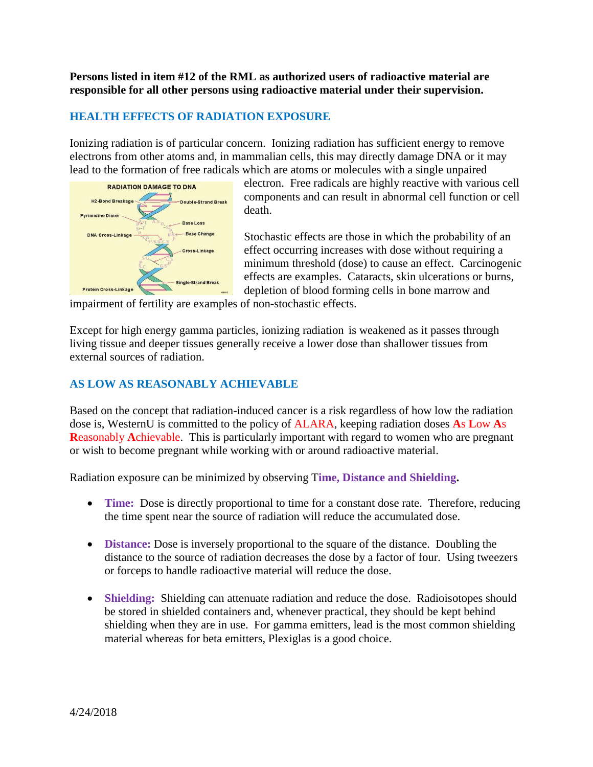**Persons listed in item #12 of the RML as authorized users of radioactive material are responsible for all other persons using radioactive material under their supervision.**

## HEALTH EFFECTS OF RADIATION EXPOSURE

Ionizing radiation is of particular concern. Ionizing radiation has sufficient energy to remove electrons from other atoms and, in mammalian cells, this may directly damage DNA or it may lead to the formation of free radicals which are atoms or molecules with a single unpaired electron. Free radicals are highly reactive with various cell components and can result in abnormal cell function or cell death.

Stochastic effects are those in which the probability of an effect occurring increases with dose without requiring a minimum threshold (dose) to cause an effect. Carcinogenic effects are examples. Cataracts, skin ulcerations or burns, depletion of blood forming cells in bone marrow and impairment of fertility are examples of non-stochastic effects.

Except for high energy gamma particles, ionizing radiation is weakened as it passes through living tissue and deeper tissues generally receive a lower dose than shallower tissues from external sources of radiation.

## AS LOW AS REASONABLY ACHIEVABLE

Based on the concept that radiation-induced cancer is a risk regardless of how low the radiation dose is, WesternU is committed to the policy of ALARA, keeping radiation doses **A**s **L**ow **A**s **R**easonably **A**chievable. This is particularly important with regard to women who are pregnant or wish to become pregnant while working with or around radioactive material.

Radiation exposure can be minimized by observing **Time, Distance and Shielding.**

- **Time:** Dose is directly proportional to time for a constant dose rate. Therefore, reducing the time spent near the source of radiation will reduce the accumulated dose.
- **Distance:** Dose is inversely proportional to the square of the distance. Doubling the distance to the source of radiation decreases the dose by a factor of four. Using tweezers or forceps to handle radioactive material will reduce the dose.
- **Shielding:** Shielding can attenuate radiation and reduce the dose. Radioisotopes should be stored in shielded containers and, whenever practical, they should be kept behind shielding when they are in use. For gamma emitters, lead is the most common shielding material whereas for beta emitters, Plexiglas is a good choice.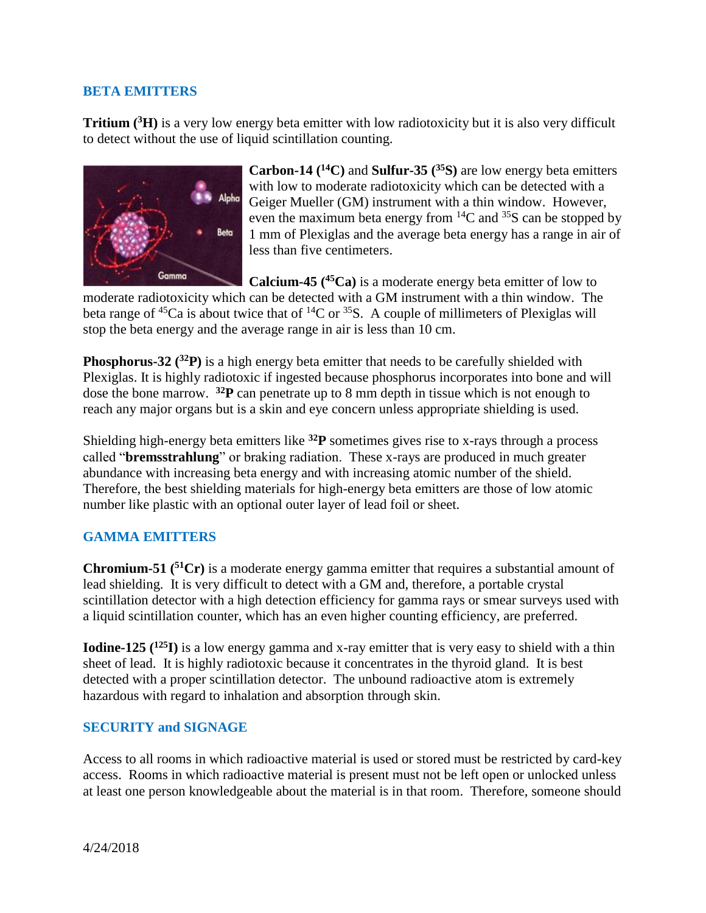## BETA EMITTERS

**Tritium ($^3$H)** is a very low energy beta emitter with low radiotoxicity but it is also very difficult to detect without the use of liquid scintillation counting.

**Carbon-14 ($^{14}$C)** and **Sulfur-35 ($^{35}$S)** are low energy beta emitters with low to moderate radiotoxicity which can be detected with a Geiger Mueller (GM) instrument with a thin window. However, even the maximum beta energy from $^{14}$C and $^{35}$S can be stopped by 1 mm of Plexiglas and the average beta energy has a range in air of less than five centimeters.

**Calcium-45 ($^{45}$Ca)** is a moderate energy beta emitter of low to moderate radiotoxicity which can be detected with a GM instrument with a thin window. The beta range of $^{45}$Ca is about twice that of $^{14}$C or $^{35}$S. A couple of millimeters of Plexiglas will stop the beta energy and the average range in air is less than 10 cm.

**Phosphorus-32 ($^{32}$P)** is a high energy beta emitter that needs to be carefully shielded with Plexiglas. It is highly radiotoxic if ingested because phosphorus incorporates into bone and will dose the bone marrow. **$^{32}$P** can penetrate up to 8 mm depth in tissue which is not enough to reach any major organs but is a skin and eye concern unless appropriate shielding is used.

Shielding high-energy beta emitters like **$^{32}$P** sometimes gives rise to x-rays through a process called "**bremsstrahlung**" or braking radiation. These x-rays are produced in much greater abundance with increasing beta energy and with increasing atomic number of the shield. Therefore, the best shielding materials for high-energy beta emitters are those of low atomic number like plastic with an optional outer layer of lead foil or sheet.

## GAMMA EMITTERS

**Chromium-51 ($^{51}$Cr)** is a moderate energy gamma emitter that requires a substantial amount of lead shielding. It is very difficult to detect with a GM and, therefore, a portable crystal scintillation detector with a high detection efficiency for gamma rays or smear surveys used with a liquid scintillation counter, which has an even higher counting efficiency, are preferred.

**Iodine-125 ($^{125}$I)** is a low energy gamma and x-ray emitter that is very easy to shield with a thin sheet of lead. It is highly radiotoxic because it concentrates in the thyroid gland. It is best detected with a proper scintillation detector. The unbound radioactive atom is extremely hazardous with regard to inhalation and absorption through skin.

## SECURITY and SIGNAGE

Access to all rooms in which radioactive material is used or stored must be restricted by card-key access. Rooms in which radioactive material is present must not be left open or unlocked unless at least one person knowledgeable about the material is in that room. Therefore, someone should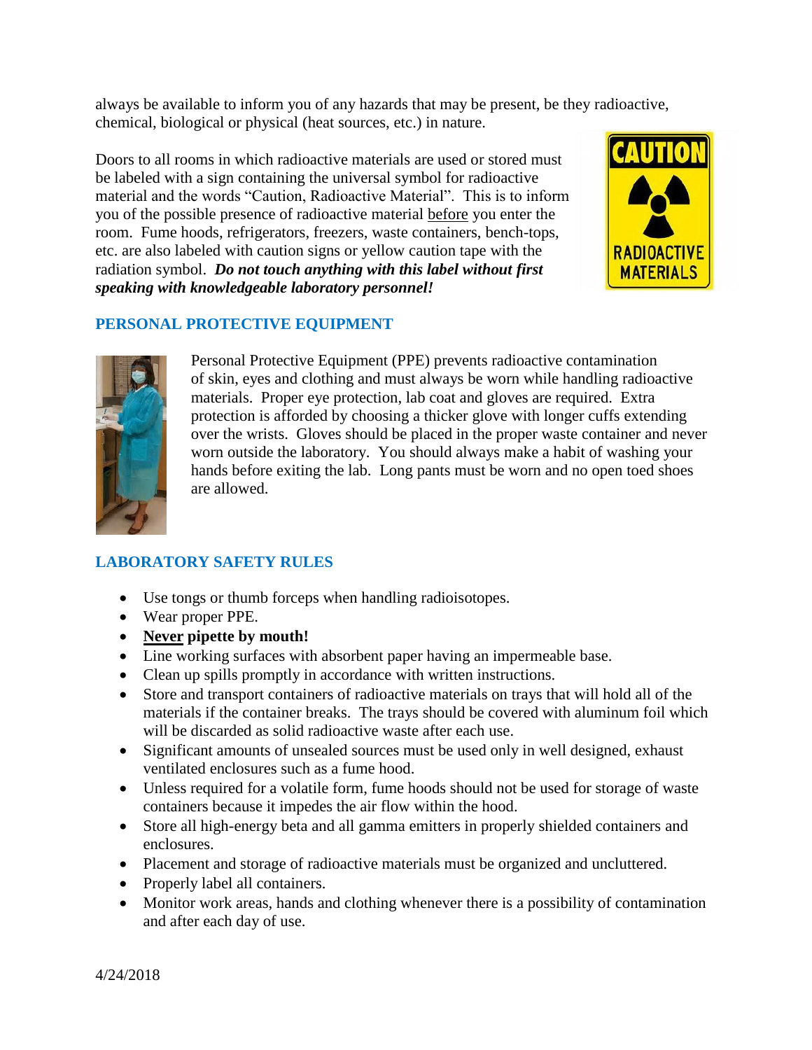always be available to inform you of any hazards that may be present, be they radioactive, chemical, biological or physical (heat sources, etc.) in nature.

Doors to all rooms in which radioactive materials are used or stored must be labeled with a sign containing the universal symbol for radioactive material and the words "Caution, Radioactive Material". This is to inform you of the possible presence of radioactive material before you enter the room. Fume hoods, refrigerators, freezers, waste containers, bench-tops, etc. are also labeled with caution signs or yellow caution tape with the radiation symbol. ***Do not touch anything with this label without first speaking with knowledgeable laboratory personnel!***

## PERSONAL PROTECTIVE EQUIPMENT

Personal Protective Equipment (PPE) prevents radioactive contamination of skin, eyes and clothing and must always be worn while handling radioactive materials. Proper eye protection, lab coat and gloves are required. Extra protection is afforded by choosing a thicker glove with longer cuffs extending over the wrists. Gloves should be placed in the proper waste container and never worn outside the laboratory. You should always make a habit of washing your hands before exiting the lab. Long pants must be worn and no open toed shoes are allowed.

## LABORATORY SAFETY RULES

- Use tongs or thumb forceps when handling radioisotopes.
- Wear proper PPE.
- **Never pipette by mouth!**
- Line working surfaces with absorbent paper having an impermeable base.
- Clean up spills promptly in accordance with written instructions.
- Store and transport containers of radioactive materials on trays that will hold all of the materials if the container breaks. The trays should be covered with aluminum foil which will be discarded as solid radioactive waste after each use.
- Significant amounts of unsealed sources must be used only in well designed, exhaust ventilated enclosures such as a fume hood.
- Unless required for a volatile form, fume hoods should not be used for storage of waste containers because it impedes the air flow within the hood.
- Store all high-energy beta and all gamma emitters in properly shielded containers and enclosures.
- Placement and storage of radioactive materials must be organized and uncluttered.
- Properly label all containers.
- Monitor work areas, hands and clothing whenever there is a possibility of contamination and after each day of use.

4/24/2018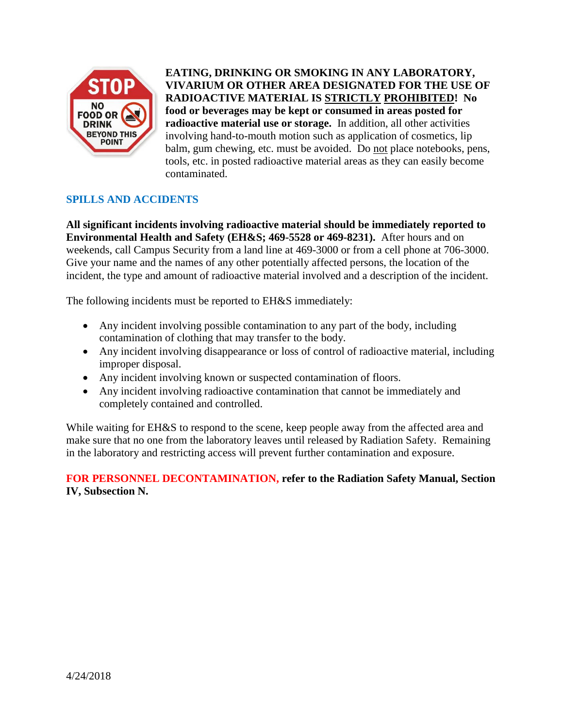**EATING, DRINKING OR SMOKING IN ANY LABORATORY, VIVARIUM OR OTHER AREA DESIGNATED FOR THE USE OF RADIOACTIVE MATERIAL IS STRICTLY PROHIBITED! No food or beverages may be kept or consumed in areas posted for radioactive material use or storage.** In addition, all other activities involving hand-to-mouth motion such as application of cosmetics, lip balm, gum chewing, etc. must be avoided. Do not place notebooks, pens, tools, etc. in posted radioactive material areas as they can easily become contaminated.

## SPILLS AND ACCIDENTS

**All significant incidents involving radioactive material should be immediately reported to Environmental Health and Safety (EH&S; 469-5528 or 469-8231).** After hours and on weekends, call Campus Security from a land line at 469-3000 or from a cell phone at 706-3000. Give your name and the names of any other potentially affected persons, the location of the incident, the type and amount of radioactive material involved and a description of the incident.

The following incidents must be reported to EH&S immediately:

- Any incident involving possible contamination to any part of the body, including contamination of clothing that may transfer to the body.
- Any incident involving disappearance or loss of control of radioactive material, including improper disposal.
- Any incident involving known or suspected contamination of floors.
- Any incident involving radioactive contamination that cannot be immediately and completely contained and controlled.

While waiting for EH&S to respond to the scene, keep people away from the affected area and make sure that no one from the laboratory leaves until released by Radiation Safety. Remaining in the laboratory and restricting access will prevent further contamination and exposure.

**FOR PERSONNEL DECONTAMINATION, refer to the Radiation Safety Manual, Section IV, Subsection N.**

4/24/2018